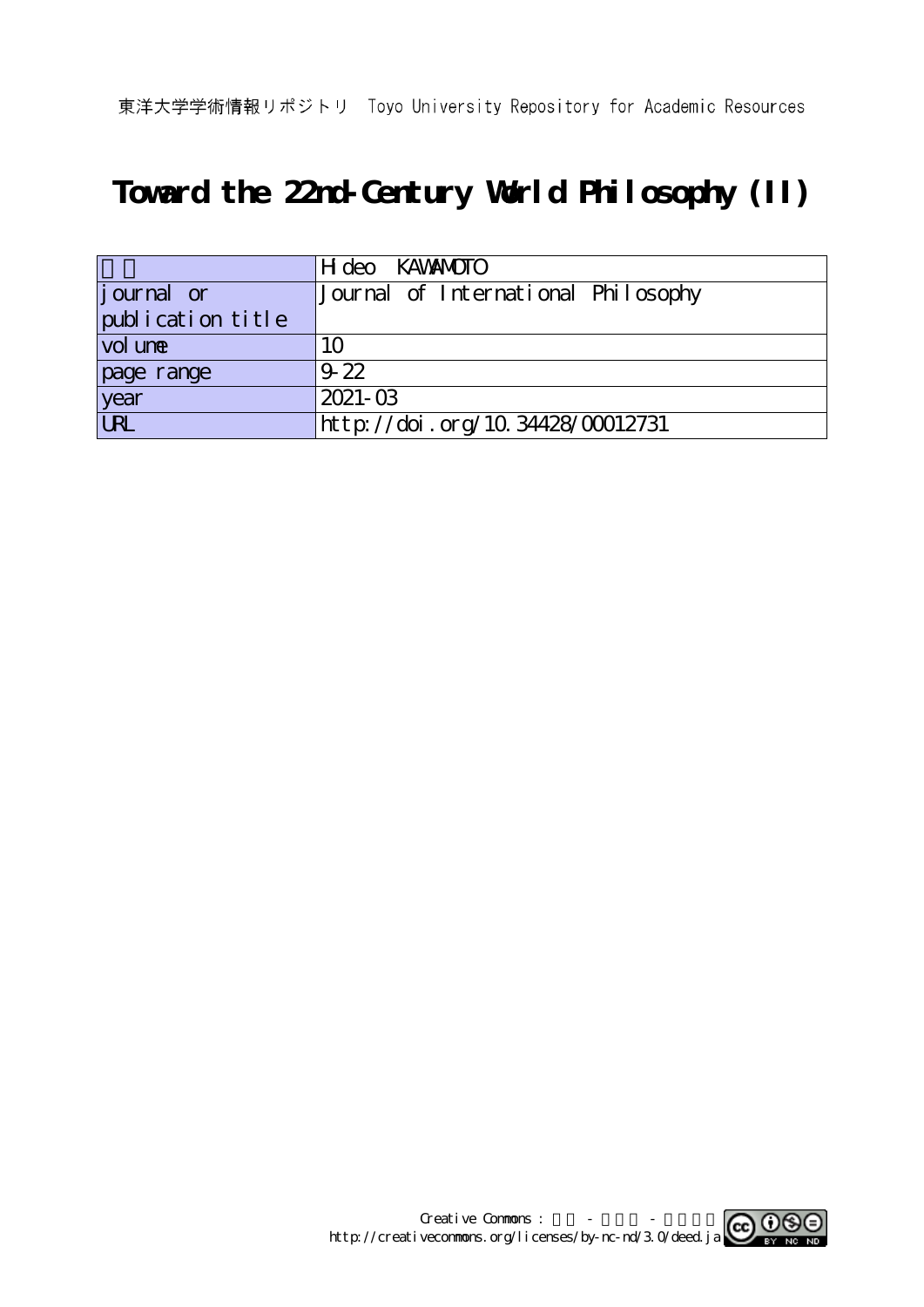東洋大学学術情報リポジトリ　Toyo University Repository for Academic Resources

# Toward the 22nd-Century World Philosophy (II)

| | |
|---|---|
| 著者 | Hideo KAWAMOTO |
| journal or publication title | Journal of International Philosophy |
| volume | 10 |
| page range | 9-22 |
| year | 2021-03 |
| URL | http://doi.org/10.34428/00012731 |

Creative Commons : 表示 - 非営利 - 改変禁止
http://creativecommons.org/licenses/by-nc-nd/3.0/deed.ja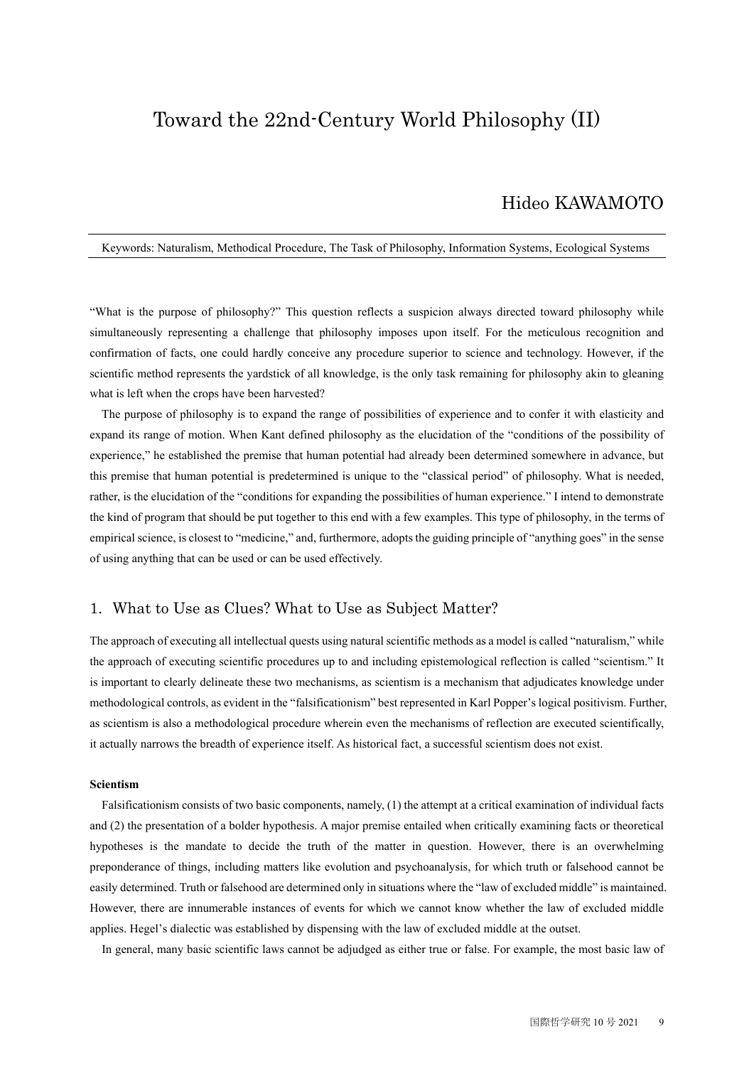# Toward the 22nd-Century World Philosophy (II)

## Hideo KAWAMOTO

Keywords: Naturalism, Methodical Procedure, The Task of Philosophy, Information Systems, Ecological Systems

"What is the purpose of philosophy?" This question reflects a suspicion always directed toward philosophy while simultaneously representing a challenge that philosophy imposes upon itself. For the meticulous recognition and confirmation of facts, one could hardly conceive any procedure superior to science and technology. However, if the scientific method represents the yardstick of all knowledge, is the only task remaining for philosophy akin to gleaning what is left when the crops have been harvested?

The purpose of philosophy is to expand the range of possibilities of experience and to confer it with elasticity and expand its range of motion. When Kant defined philosophy as the elucidation of the "conditions of the possibility of experience," he established the premise that human potential had already been determined somewhere in advance, but this premise that human potential is predetermined is unique to the "classical period" of philosophy. What is needed, rather, is the elucidation of the "conditions for expanding the possibilities of human experience." I intend to demonstrate the kind of program that should be put together to this end with a few examples. This type of philosophy, in the terms of empirical science, is closest to "medicine," and, furthermore, adopts the guiding principle of "anything goes" in the sense of using anything that can be used or can be used effectively.

## 1. What to Use as Clues? What to Use as Subject Matter?

The approach of executing all intellectual quests using natural scientific methods as a model is called "naturalism," while the approach of executing scientific procedures up to and including epistemological reflection is called "scientism." It is important to clearly delineate these two mechanisms, as scientism is a mechanism that adjudicates knowledge under methodological controls, as evident in the "falsificationism" best represented in Karl Popper's logical positivism. Further, as scientism is also a methodological procedure wherein even the mechanisms of reflection are executed scientifically, it actually narrows the breadth of experience itself. As historical fact, a successful scientism does not exist.

**Scientism**

Falsificationism consists of two basic components, namely, (1) the attempt at a critical examination of individual facts and (2) the presentation of a bolder hypothesis. A major premise entailed when critically examining facts or theoretical hypotheses is the mandate to decide the truth of the matter in question. However, there is an overwhelming preponderance of things, including matters like evolution and psychoanalysis, for which truth or falsehood cannot be easily determined. Truth or falsehood are determined only in situations where the "law of excluded middle" is maintained. However, there are innumerable instances of events for which we cannot know whether the law of excluded middle applies. Hegel's dialectic was established by dispensing with the law of excluded middle at the outset.

In general, many basic scientific laws cannot be adjudged as either true or false. For example, the most basic law of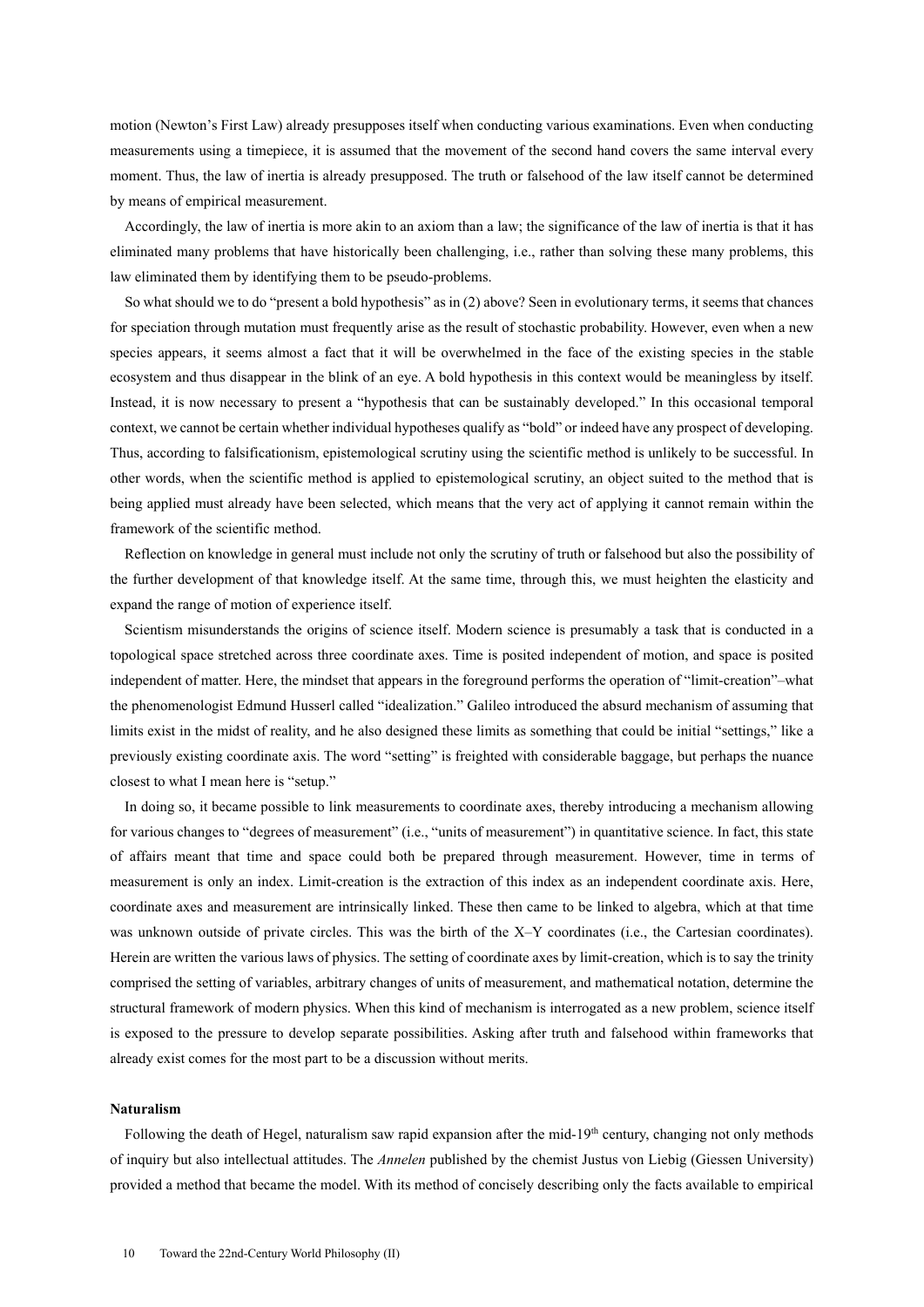motion (Newton's First Law) already presupposes itself when conducting various examinations. Even when conducting measurements using a timepiece, it is assumed that the movement of the second hand covers the same interval every moment. Thus, the law of inertia is already presupposed. The truth or falsehood of the law itself cannot be determined by means of empirical measurement.

Accordingly, the law of inertia is more akin to an axiom than a law; the significance of the law of inertia is that it has eliminated many problems that have historically been challenging, i.e., rather than solving these many problems, this law eliminated them by identifying them to be pseudo-problems.

So what should we to do "present a bold hypothesis" as in (2) above? Seen in evolutionary terms, it seems that chances for speciation through mutation must frequently arise as the result of stochastic probability. However, even when a new species appears, it seems almost a fact that it will be overwhelmed in the face of the existing species in the stable ecosystem and thus disappear in the blink of an eye. A bold hypothesis in this context would be meaningless by itself. Instead, it is now necessary to present a "hypothesis that can be sustainably developed." In this occasional temporal context, we cannot be certain whether individual hypotheses qualify as "bold" or indeed have any prospect of developing. Thus, according to falsificationism, epistemological scrutiny using the scientific method is unlikely to be successful. In other words, when the scientific method is applied to epistemological scrutiny, an object suited to the method that is being applied must already have been selected, which means that the very act of applying it cannot remain within the framework of the scientific method.

Reflection on knowledge in general must include not only the scrutiny of truth or falsehood but also the possibility of the further development of that knowledge itself. At the same time, through this, we must heighten the elasticity and expand the range of motion of experience itself.

Scientism misunderstands the origins of science itself. Modern science is presumably a task that is conducted in a topological space stretched across three coordinate axes. Time is posited independent of motion, and space is posited independent of matter. Here, the mindset that appears in the foreground performs the operation of "limit-creation"–what the phenomenologist Edmund Husserl called "idealization." Galileo introduced the absurd mechanism of assuming that limits exist in the midst of reality, and he also designed these limits as something that could be initial "settings," like a previously existing coordinate axis. The word "setting" is freighted with considerable baggage, but perhaps the nuance closest to what I mean here is "setup."

In doing so, it became possible to link measurements to coordinate axes, thereby introducing a mechanism allowing for various changes to "degrees of measurement" (i.e., "units of measurement") in quantitative science. In fact, this state of affairs meant that time and space could both be prepared through measurement. However, time in terms of measurement is only an index. Limit-creation is the extraction of this index as an independent coordinate axis. Here, coordinate axes and measurement are intrinsically linked. These then came to be linked to algebra, which at that time was unknown outside of private circles. This was the birth of the X–Y coordinates (i.e., the Cartesian coordinates). Herein are written the various laws of physics. The setting of coordinate axes by limit-creation, which is to say the trinity comprised the setting of variables, arbitrary changes of units of measurement, and mathematical notation, determine the structural framework of modern physics. When this kind of mechanism is interrogated as a new problem, science itself is exposed to the pressure to develop separate possibilities. Asking after truth and falsehood within frameworks that already exist comes for the most part to be a discussion without merits.

**Naturalism**

Following the death of Hegel, naturalism saw rapid expansion after the mid-19th century, changing not only methods of inquiry but also intellectual attitudes. The *Annelen* published by the chemist Justus von Liebig (Giessen University) provided a method that became the model. With its method of concisely describing only the facts available to empirical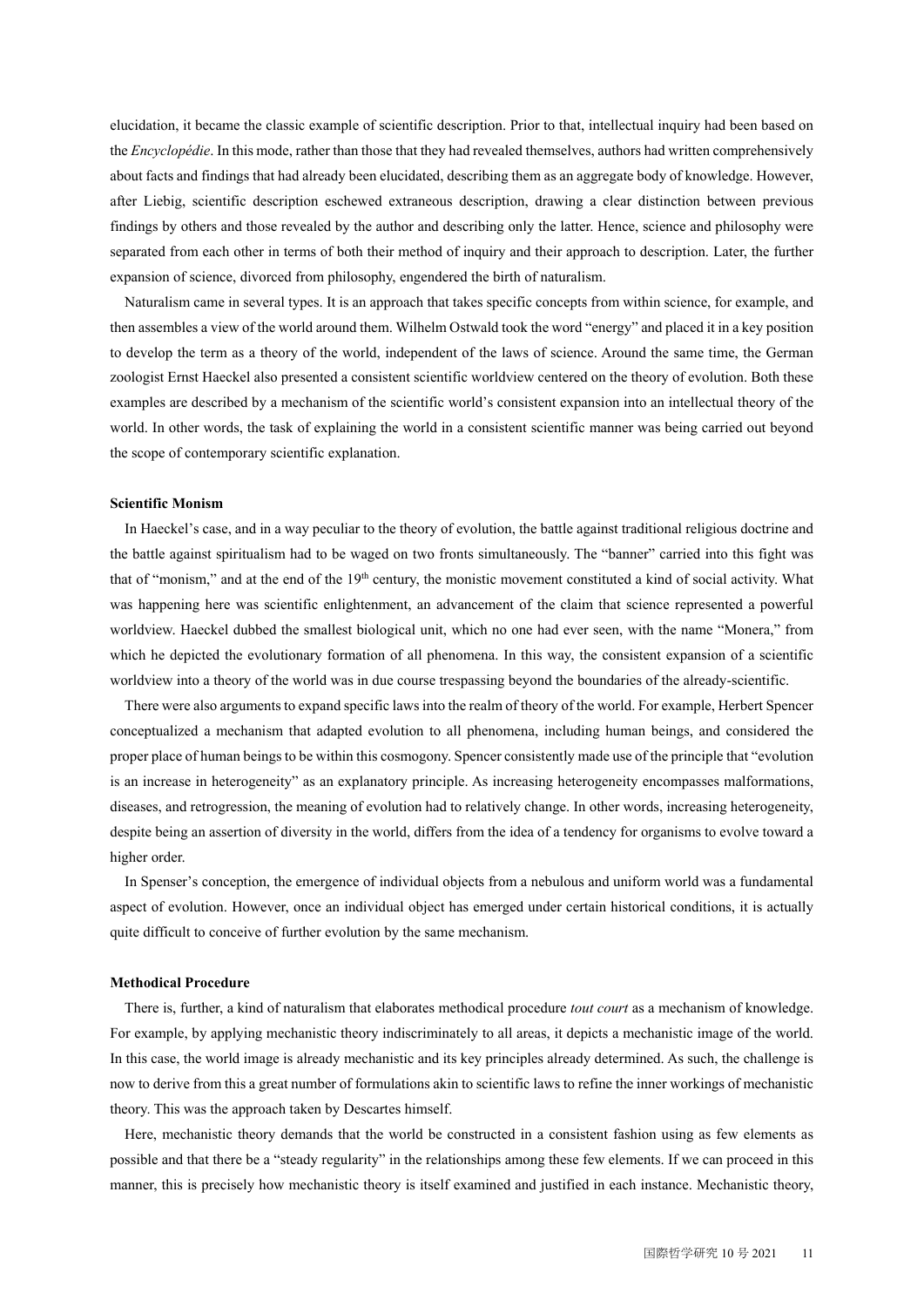elucidation, it became the classic example of scientific description. Prior to that, intellectual inquiry had been based on the *Encyclopédie*. In this mode, rather than those that they had revealed themselves, authors had written comprehensively about facts and findings that had already been elucidated, describing them as an aggregate body of knowledge. However, after Liebig, scientific description eschewed extraneous description, drawing a clear distinction between previous findings by others and those revealed by the author and describing only the latter. Hence, science and philosophy were separated from each other in terms of both their method of inquiry and their approach to description. Later, the further expansion of science, divorced from philosophy, engendered the birth of naturalism.

Naturalism came in several types. It is an approach that takes specific concepts from within science, for example, and then assembles a view of the world around them. Wilhelm Ostwald took the word "energy" and placed it in a key position to develop the term as a theory of the world, independent of the laws of science. Around the same time, the German zoologist Ernst Haeckel also presented a consistent scientific worldview centered on the theory of evolution. Both these examples are described by a mechanism of the scientific world's consistent expansion into an intellectual theory of the world. In other words, the task of explaining the world in a consistent scientific manner was being carried out beyond the scope of contemporary scientific explanation.

**Scientific Monism**

In Haeckel's case, and in a way peculiar to the theory of evolution, the battle against traditional religious doctrine and the battle against spiritualism had to be waged on two fronts simultaneously. The "banner" carried into this fight was that of "monism," and at the end of the 19th century, the monistic movement constituted a kind of social activity. What was happening here was scientific enlightenment, an advancement of the claim that science represented a powerful worldview. Haeckel dubbed the smallest biological unit, which no one had ever seen, with the name "Monera," from which he depicted the evolutionary formation of all phenomena. In this way, the consistent expansion of a scientific worldview into a theory of the world was in due course trespassing beyond the boundaries of the already-scientific.

There were also arguments to expand specific laws into the realm of theory of the world. For example, Herbert Spencer conceptualized a mechanism that adapted evolution to all phenomena, including human beings, and considered the proper place of human beings to be within this cosmogony. Spencer consistently made use of the principle that "evolution is an increase in heterogeneity" as an explanatory principle. As increasing heterogeneity encompasses malformations, diseases, and retrogression, the meaning of evolution had to relatively change. In other words, increasing heterogeneity, despite being an assertion of diversity in the world, differs from the idea of a tendency for organisms to evolve toward a higher order.

In Spenser's conception, the emergence of individual objects from a nebulous and uniform world was a fundamental aspect of evolution. However, once an individual object has emerged under certain historical conditions, it is actually quite difficult to conceive of further evolution by the same mechanism.

**Methodical Procedure**

There is, further, a kind of naturalism that elaborates methodical procedure *tout court* as a mechanism of knowledge. For example, by applying mechanistic theory indiscriminately to all areas, it depicts a mechanistic image of the world. In this case, the world image is already mechanistic and its key principles already determined. As such, the challenge is now to derive from this a great number of formulations akin to scientific laws to refine the inner workings of mechanistic theory. This was the approach taken by Descartes himself.

Here, mechanistic theory demands that the world be constructed in a consistent fashion using as few elements as possible and that there be a "steady regularity" in the relationships among these few elements. If we can proceed in this manner, this is precisely how mechanistic theory is itself examined and justified in each instance. Mechanistic theory,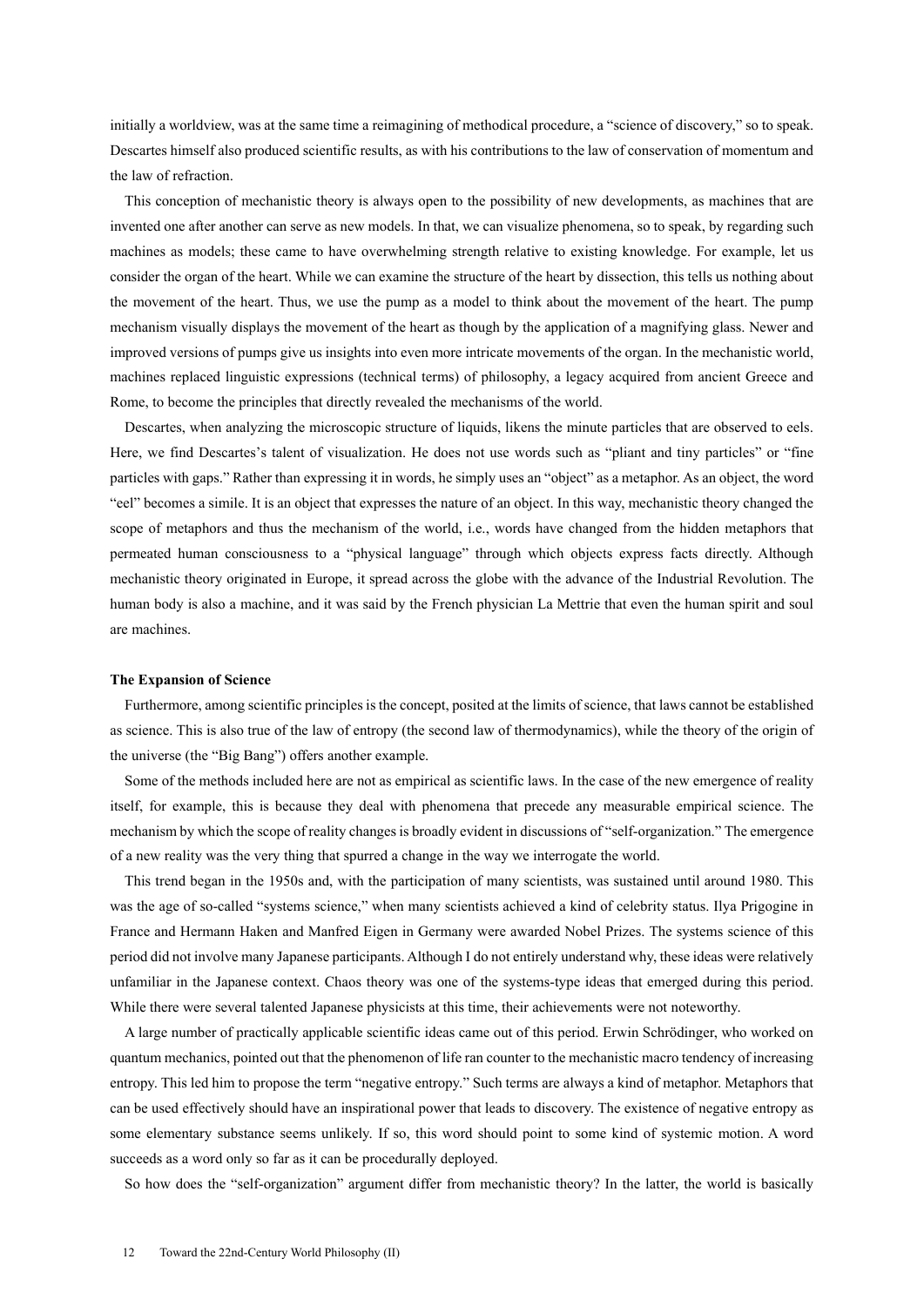initially a worldview, was at the same time a reimagining of methodical procedure, a "science of discovery," so to speak. Descartes himself also produced scientific results, as with his contributions to the law of conservation of momentum and the law of refraction.

This conception of mechanistic theory is always open to the possibility of new developments, as machines that are invented one after another can serve as new models. In that, we can visualize phenomena, so to speak, by regarding such machines as models; these came to have overwhelming strength relative to existing knowledge. For example, let us consider the organ of the heart. While we can examine the structure of the heart by dissection, this tells us nothing about the movement of the heart. Thus, we use the pump as a model to think about the movement of the heart. The pump mechanism visually displays the movement of the heart as though by the application of a magnifying glass. Newer and improved versions of pumps give us insights into even more intricate movements of the organ. In the mechanistic world, machines replaced linguistic expressions (technical terms) of philosophy, a legacy acquired from ancient Greece and Rome, to become the principles that directly revealed the mechanisms of the world.

Descartes, when analyzing the microscopic structure of liquids, likens the minute particles that are observed to eels. Here, we find Descartes's talent of visualization. He does not use words such as "pliant and tiny particles" or "fine particles with gaps." Rather than expressing it in words, he simply uses an "object" as a metaphor. As an object, the word "eel" becomes a simile. It is an object that expresses the nature of an object. In this way, mechanistic theory changed the scope of metaphors and thus the mechanism of the world, i.e., words have changed from the hidden metaphors that permeated human consciousness to a "physical language" through which objects express facts directly. Although mechanistic theory originated in Europe, it spread across the globe with the advance of the Industrial Revolution. The human body is also a machine, and it was said by the French physician La Mettrie that even the human spirit and soul are machines.

**The Expansion of Science**

Furthermore, among scientific principles is the concept, posited at the limits of science, that laws cannot be established as science. This is also true of the law of entropy (the second law of thermodynamics), while the theory of the origin of the universe (the "Big Bang") offers another example.

Some of the methods included here are not as empirical as scientific laws. In the case of the new emergence of reality itself, for example, this is because they deal with phenomena that precede any measurable empirical science. The mechanism by which the scope of reality changes is broadly evident in discussions of "self-organization." The emergence of a new reality was the very thing that spurred a change in the way we interrogate the world.

This trend began in the 1950s and, with the participation of many scientists, was sustained until around 1980. This was the age of so-called "systems science," when many scientists achieved a kind of celebrity status. Ilya Prigogine in France and Hermann Haken and Manfred Eigen in Germany were awarded Nobel Prizes. The systems science of this period did not involve many Japanese participants. Although I do not entirely understand why, these ideas were relatively unfamiliar in the Japanese context. Chaos theory was one of the systems-type ideas that emerged during this period. While there were several talented Japanese physicists at this time, their achievements were not noteworthy.

A large number of practically applicable scientific ideas came out of this period. Erwin Schrödinger, who worked on quantum mechanics, pointed out that the phenomenon of life ran counter to the mechanistic macro tendency of increasing entropy. This led him to propose the term "negative entropy." Such terms are always a kind of metaphor. Metaphors that can be used effectively should have an inspirational power that leads to discovery. The existence of negative entropy as some elementary substance seems unlikely. If so, this word should point to some kind of systemic motion. A word succeeds as a word only so far as it can be procedurally deployed.

So how does the "self-organization" argument differ from mechanistic theory? In the latter, the world is basically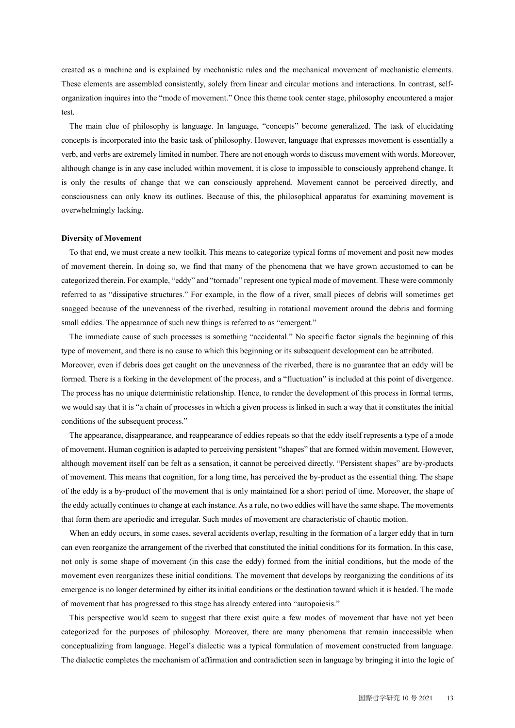created as a machine and is explained by mechanistic rules and the mechanical movement of mechanistic elements. These elements are assembled consistently, solely from linear and circular motions and interactions. In contrast, self-organization inquires into the "mode of movement." Once this theme took center stage, philosophy encountered a major test.

The main clue of philosophy is language. In language, "concepts" become generalized. The task of elucidating concepts is incorporated into the basic task of philosophy. However, language that expresses movement is essentially a verb, and verbs are extremely limited in number. There are not enough words to discuss movement with words. Moreover, although change is in any case included within movement, it is close to impossible to consciously apprehend change. It is only the results of change that we can consciously apprehend. Movement cannot be perceived directly, and consciousness can only know its outlines. Because of this, the philosophical apparatus for examining movement is overwhelmingly lacking.

**Diversity of Movement**

To that end, we must create a new toolkit. This means to categorize typical forms of movement and posit new modes of movement therein. In doing so, we find that many of the phenomena that we have grown accustomed to can be categorized therein. For example, "eddy" and "tornado" represent one typical mode of movement. These were commonly referred to as "dissipative structures." For example, in the flow of a river, small pieces of debris will sometimes get snagged because of the unevenness of the riverbed, resulting in rotational movement around the debris and forming small eddies. The appearance of such new things is referred to as "emergent."

The immediate cause of such processes is something "accidental." No specific factor signals the beginning of this type of movement, and there is no cause to which this beginning or its subsequent development can be attributed. Moreover, even if debris does get caught on the unevenness of the riverbed, there is no guarantee that an eddy will be formed. There is a forking in the development of the process, and a "fluctuation" is included at this point of divergence. The process has no unique deterministic relationship. Hence, to render the development of this process in formal terms, we would say that it is "a chain of processes in which a given process is linked in such a way that it constitutes the initial conditions of the subsequent process."

The appearance, disappearance, and reappearance of eddies repeats so that the eddy itself represents a type of a mode of movement. Human cognition is adapted to perceiving persistent "shapes" that are formed within movement. However, although movement itself can be felt as a sensation, it cannot be perceived directly. "Persistent shapes" are by-products of movement. This means that cognition, for a long time, has perceived the by-product as the essential thing. The shape of the eddy is a by-product of the movement that is only maintained for a short period of time. Moreover, the shape of the eddy actually continues to change at each instance. As a rule, no two eddies will have the same shape. The movements that form them are aperiodic and irregular. Such modes of movement are characteristic of chaotic motion.

When an eddy occurs, in some cases, several accidents overlap, resulting in the formation of a larger eddy that in turn can even reorganize the arrangement of the riverbed that constituted the initial conditions for its formation. In this case, not only is some shape of movement (in this case the eddy) formed from the initial conditions, but the mode of the movement even reorganizes these initial conditions. The movement that develops by reorganizing the conditions of its emergence is no longer determined by either its initial conditions or the destination toward which it is headed. The mode of movement that has progressed to this stage has already entered into "autopoiesis."

This perspective would seem to suggest that there exist quite a few modes of movement that have not yet been categorized for the purposes of philosophy. Moreover, there are many phenomena that remain inaccessible when conceptualizing from language. Hegel's dialectic was a typical formulation of movement constructed from language. The dialectic completes the mechanism of affirmation and contradiction seen in language by bringing it into the logic of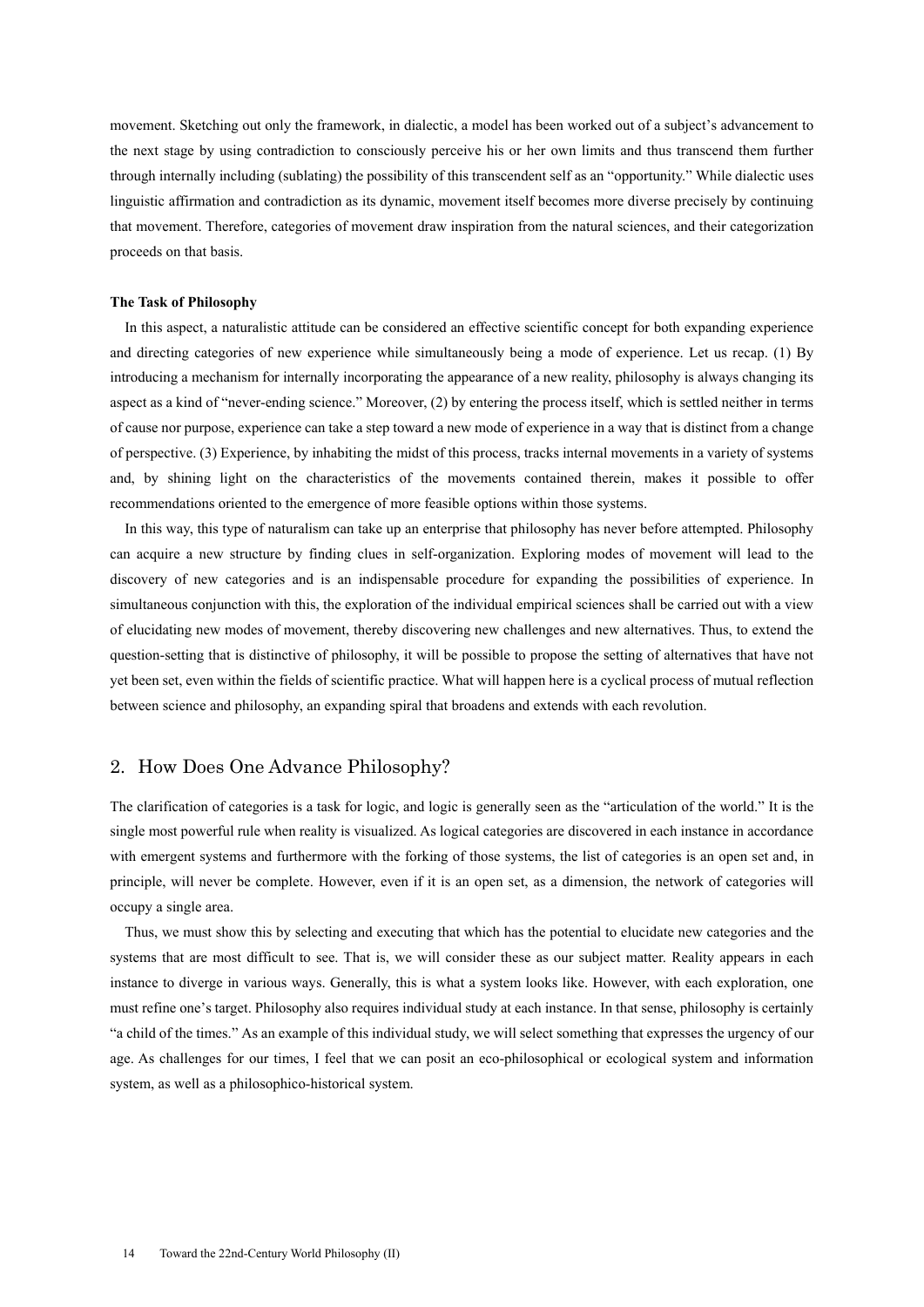movement. Sketching out only the framework, in dialectic, a model has been worked out of a subject's advancement to the next stage by using contradiction to consciously perceive his or her own limits and thus transcend them further through internally including (sublating) the possibility of this transcendent self as an "opportunity." While dialectic uses linguistic affirmation and contradiction as its dynamic, movement itself becomes more diverse precisely by continuing that movement. Therefore, categories of movement draw inspiration from the natural sciences, and their categorization proceeds on that basis.

**The Task of Philosophy**

In this aspect, a naturalistic attitude can be considered an effective scientific concept for both expanding experience and directing categories of new experience while simultaneously being a mode of experience. Let us recap. (1) By introducing a mechanism for internally incorporating the appearance of a new reality, philosophy is always changing its aspect as a kind of "never-ending science." Moreover, (2) by entering the process itself, which is settled neither in terms of cause nor purpose, experience can take a step toward a new mode of experience in a way that is distinct from a change of perspective. (3) Experience, by inhabiting the midst of this process, tracks internal movements in a variety of systems and, by shining light on the characteristics of the movements contained therein, makes it possible to offer recommendations oriented to the emergence of more feasible options within those systems.

In this way, this type of naturalism can take up an enterprise that philosophy has never before attempted. Philosophy can acquire a new structure by finding clues in self-organization. Exploring modes of movement will lead to the discovery of new categories and is an indispensable procedure for expanding the possibilities of experience. In simultaneous conjunction with this, the exploration of the individual empirical sciences shall be carried out with a view of elucidating new modes of movement, thereby discovering new challenges and new alternatives. Thus, to extend the question-setting that is distinctive of philosophy, it will be possible to propose the setting of alternatives that have not yet been set, even within the fields of scientific practice. What will happen here is a cyclical process of mutual reflection between science and philosophy, an expanding spiral that broadens and extends with each revolution.

## 2. How Does One Advance Philosophy?

The clarification of categories is a task for logic, and logic is generally seen as the "articulation of the world." It is the single most powerful rule when reality is visualized. As logical categories are discovered in each instance in accordance with emergent systems and furthermore with the forking of those systems, the list of categories is an open set and, in principle, will never be complete. However, even if it is an open set, as a dimension, the network of categories will occupy a single area.

Thus, we must show this by selecting and executing that which has the potential to elucidate new categories and the systems that are most difficult to see. That is, we will consider these as our subject matter. Reality appears in each instance to diverge in various ways. Generally, this is what a system looks like. However, with each exploration, one must refine one's target. Philosophy also requires individual study at each instance. In that sense, philosophy is certainly "a child of the times." As an example of this individual study, we will select something that expresses the urgency of our age. As challenges for our times, I feel that we can posit an eco-philosophical or ecological system and information system, as well as a philosophico-historical system.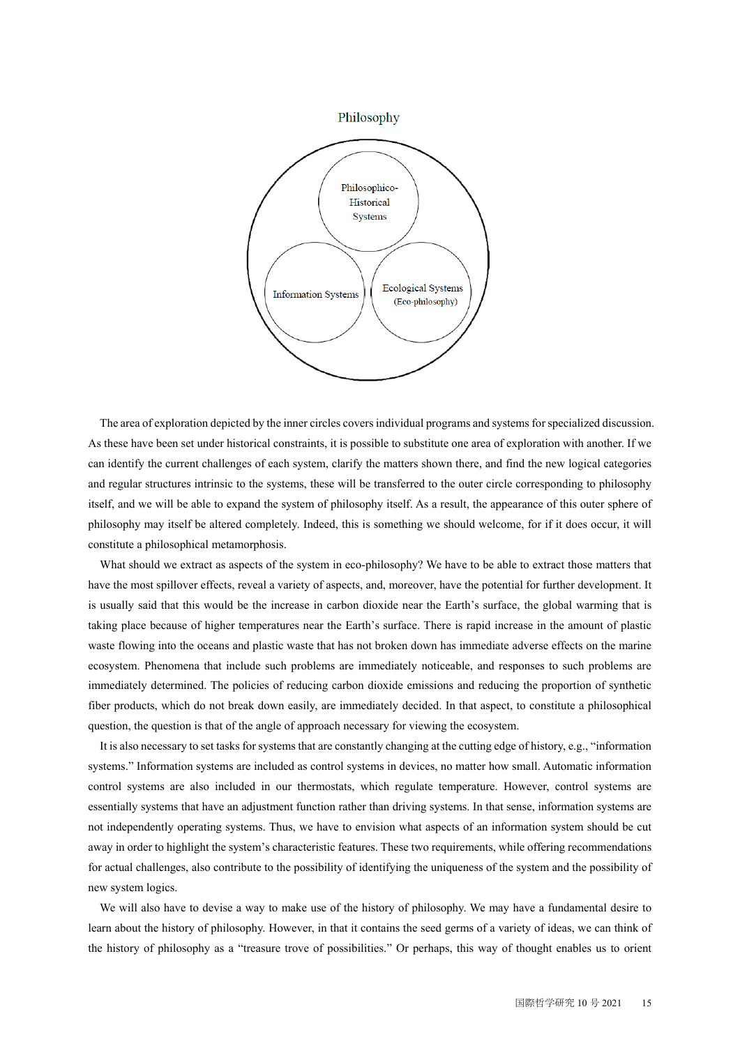Philosophy

Philosophico-Historical Systems

Information Systems

Ecological Systems (Eco-philosophy)

The area of exploration depicted by the inner circles covers individual programs and systems for specialized discussion. As these have been set under historical constraints, it is possible to substitute one area of exploration with another. If we can identify the current challenges of each system, clarify the matters shown there, and find the new logical categories and regular structures intrinsic to the systems, these will be transferred to the outer circle corresponding to philosophy itself, and we will be able to expand the system of philosophy itself. As a result, the appearance of this outer sphere of philosophy may itself be altered completely. Indeed, this is something we should welcome, for if it does occur, it will constitute a philosophical metamorphosis.

What should we extract as aspects of the system in eco-philosophy? We have to be able to extract those matters that have the most spillover effects, reveal a variety of aspects, and, moreover, have the potential for further development. It is usually said that this would be the increase in carbon dioxide near the Earth's surface, the global warming that is taking place because of higher temperatures near the Earth's surface. There is rapid increase in the amount of plastic waste flowing into the oceans and plastic waste that has not broken down has immediate adverse effects on the marine ecosystem. Phenomena that include such problems are immediately noticeable, and responses to such problems are immediately determined. The policies of reducing carbon dioxide emissions and reducing the proportion of synthetic fiber products, which do not break down easily, are immediately decided. In that aspect, to constitute a philosophical question, the question is that of the angle of approach necessary for viewing the ecosystem.

It is also necessary to set tasks for systems that are constantly changing at the cutting edge of history, e.g., "information systems." Information systems are included as control systems in devices, no matter how small. Automatic information control systems are also included in our thermostats, which regulate temperature. However, control systems are essentially systems that have an adjustment function rather than driving systems. In that sense, information systems are not independently operating systems. Thus, we have to envision what aspects of an information system should be cut away in order to highlight the system's characteristic features. These two requirements, while offering recommendations for actual challenges, also contribute to the possibility of identifying the uniqueness of the system and the possibility of new system logics.

We will also have to devise a way to make use of the history of philosophy. We may have a fundamental desire to learn about the history of philosophy. However, in that it contains the seed germs of a variety of ideas, we can think of the history of philosophy as a "treasure trove of possibilities." Or perhaps, this way of thought enables us to orient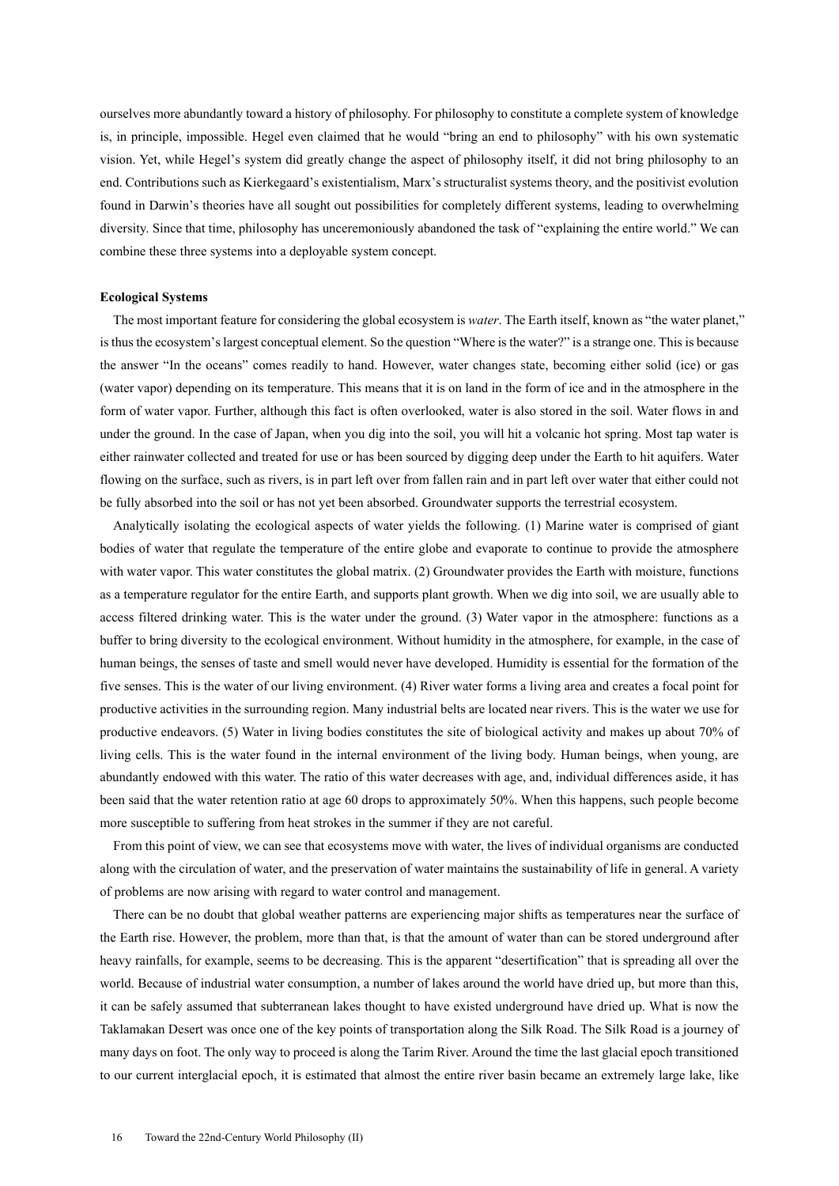ourselves more abundantly toward a history of philosophy. For philosophy to constitute a complete system of knowledge is, in principle, impossible. Hegel even claimed that he would "bring an end to philosophy" with his own systematic vision. Yet, while Hegel's system did greatly change the aspect of philosophy itself, it did not bring philosophy to an end. Contributions such as Kierkegaard's existentialism, Marx's structuralist systems theory, and the positivist evolution found in Darwin's theories have all sought out possibilities for completely different systems, leading to overwhelming diversity. Since that time, philosophy has unceremoniously abandoned the task of "explaining the entire world." We can combine these three systems into a deployable system concept.

**Ecological Systems**

The most important feature for considering the global ecosystem is *water*. The Earth itself, known as "the water planet," is thus the ecosystem's largest conceptual element. So the question "Where is the water?" is a strange one. This is because the answer "In the oceans" comes readily to hand. However, water changes state, becoming either solid (ice) or gas (water vapor) depending on its temperature. This means that it is on land in the form of ice and in the atmosphere in the form of water vapor. Further, although this fact is often overlooked, water is also stored in the soil. Water flows in and under the ground. In the case of Japan, when you dig into the soil, you will hit a volcanic hot spring. Most tap water is either rainwater collected and treated for use or has been sourced by digging deep under the Earth to hit aquifers. Water flowing on the surface, such as rivers, is in part left over from fallen rain and in part left over water that either could not be fully absorbed into the soil or has not yet been absorbed. Groundwater supports the terrestrial ecosystem.

Analytically isolating the ecological aspects of water yields the following. (1) Marine water is comprised of giant bodies of water that regulate the temperature of the entire globe and evaporate to continue to provide the atmosphere with water vapor. This water constitutes the global matrix. (2) Groundwater provides the Earth with moisture, functions as a temperature regulator for the entire Earth, and supports plant growth. When we dig into soil, we are usually able to access filtered drinking water. This is the water under the ground. (3) Water vapor in the atmosphere: functions as a buffer to bring diversity to the ecological environment. Without humidity in the atmosphere, for example, in the case of human beings, the senses of taste and smell would never have developed. Humidity is essential for the formation of the five senses. This is the water of our living environment. (4) River water forms a living area and creates a focal point for productive activities in the surrounding region. Many industrial belts are located near rivers. This is the water we use for productive endeavors. (5) Water in living bodies constitutes the site of biological activity and makes up about 70% of living cells. This is the water found in the internal environment of the living body. Human beings, when young, are abundantly endowed with this water. The ratio of this water decreases with age, and, individual differences aside, it has been said that the water retention ratio at age 60 drops to approximately 50%. When this happens, such people become more susceptible to suffering from heat strokes in the summer if they are not careful.

From this point of view, we can see that ecosystems move with water, the lives of individual organisms are conducted along with the circulation of water, and the preservation of water maintains the sustainability of life in general. A variety of problems are now arising with regard to water control and management.

There can be no doubt that global weather patterns are experiencing major shifts as temperatures near the surface of the Earth rise. However, the problem, more than that, is that the amount of water than can be stored underground after heavy rainfalls, for example, seems to be decreasing. This is the apparent "desertification" that is spreading all over the world. Because of industrial water consumption, a number of lakes around the world have dried up, but more than this, it can be safely assumed that subterranean lakes thought to have existed underground have dried up. What is now the Taklamakan Desert was once one of the key points of transportation along the Silk Road. The Silk Road is a journey of many days on foot. The only way to proceed is along the Tarim River. Around the time the last glacial epoch transitioned to our current interglacial epoch, it is estimated that almost the entire river basin became an extremely large lake, like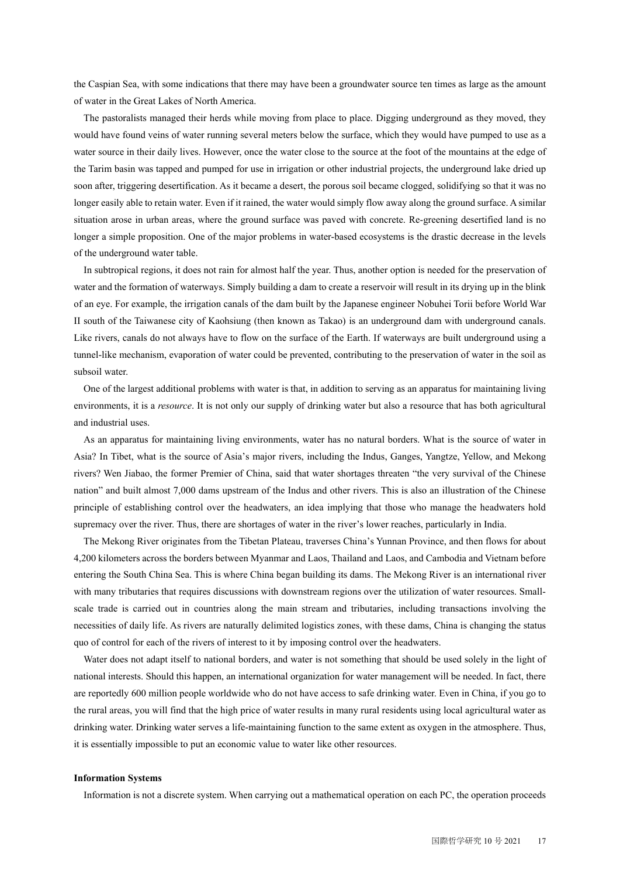the Caspian Sea, with some indications that there may have been a groundwater source ten times as large as the amount of water in the Great Lakes of North America.

The pastoralists managed their herds while moving from place to place. Digging underground as they moved, they would have found veins of water running several meters below the surface, which they would have pumped to use as a water source in their daily lives. However, once the water close to the source at the foot of the mountains at the edge of the Tarim basin was tapped and pumped for use in irrigation or other industrial projects, the underground lake dried up soon after, triggering desertification. As it became a desert, the porous soil became clogged, solidifying so that it was no longer easily able to retain water. Even if it rained, the water would simply flow away along the ground surface. A similar situation arose in urban areas, where the ground surface was paved with concrete. Re-greening desertified land is no longer a simple proposition. One of the major problems in water-based ecosystems is the drastic decrease in the levels of the underground water table.

In subtropical regions, it does not rain for almost half the year. Thus, another option is needed for the preservation of water and the formation of waterways. Simply building a dam to create a reservoir will result in its drying up in the blink of an eye. For example, the irrigation canals of the dam built by the Japanese engineer Nobuhei Torii before World War II south of the Taiwanese city of Kaohsiung (then known as Takao) is an underground dam with underground canals. Like rivers, canals do not always have to flow on the surface of the Earth. If waterways are built underground using a tunnel-like mechanism, evaporation of water could be prevented, contributing to the preservation of water in the soil as subsoil water.

One of the largest additional problems with water is that, in addition to serving as an apparatus for maintaining living environments, it is a *resource*. It is not only our supply of drinking water but also a resource that has both agricultural and industrial uses.

As an apparatus for maintaining living environments, water has no natural borders. What is the source of water in Asia? In Tibet, what is the source of Asia's major rivers, including the Indus, Ganges, Yangtze, Yellow, and Mekong rivers? Wen Jiabao, the former Premier of China, said that water shortages threaten "the very survival of the Chinese nation" and built almost 7,000 dams upstream of the Indus and other rivers. This is also an illustration of the Chinese principle of establishing control over the headwaters, an idea implying that those who manage the headwaters hold supremacy over the river. Thus, there are shortages of water in the river's lower reaches, particularly in India.

The Mekong River originates from the Tibetan Plateau, traverses China's Yunnan Province, and then flows for about 4,200 kilometers across the borders between Myanmar and Laos, Thailand and Laos, and Cambodia and Vietnam before entering the South China Sea. This is where China began building its dams. The Mekong River is an international river with many tributaries that requires discussions with downstream regions over the utilization of water resources. Small-scale trade is carried out in countries along the main stream and tributaries, including transactions involving the necessities of daily life. As rivers are naturally delimited logistics zones, with these dams, China is changing the status quo of control for each of the rivers of interest to it by imposing control over the headwaters.

Water does not adapt itself to national borders, and water is not something that should be used solely in the light of national interests. Should this happen, an international organization for water management will be needed. In fact, there are reportedly 600 million people worldwide who do not have access to safe drinking water. Even in China, if you go to the rural areas, you will find that the high price of water results in many rural residents using local agricultural water as drinking water. Drinking water serves a life-maintaining function to the same extent as oxygen in the atmosphere. Thus, it is essentially impossible to put an economic value to water like other resources.

**Information Systems**

Information is not a discrete system. When carrying out a mathematical operation on each PC, the operation proceeds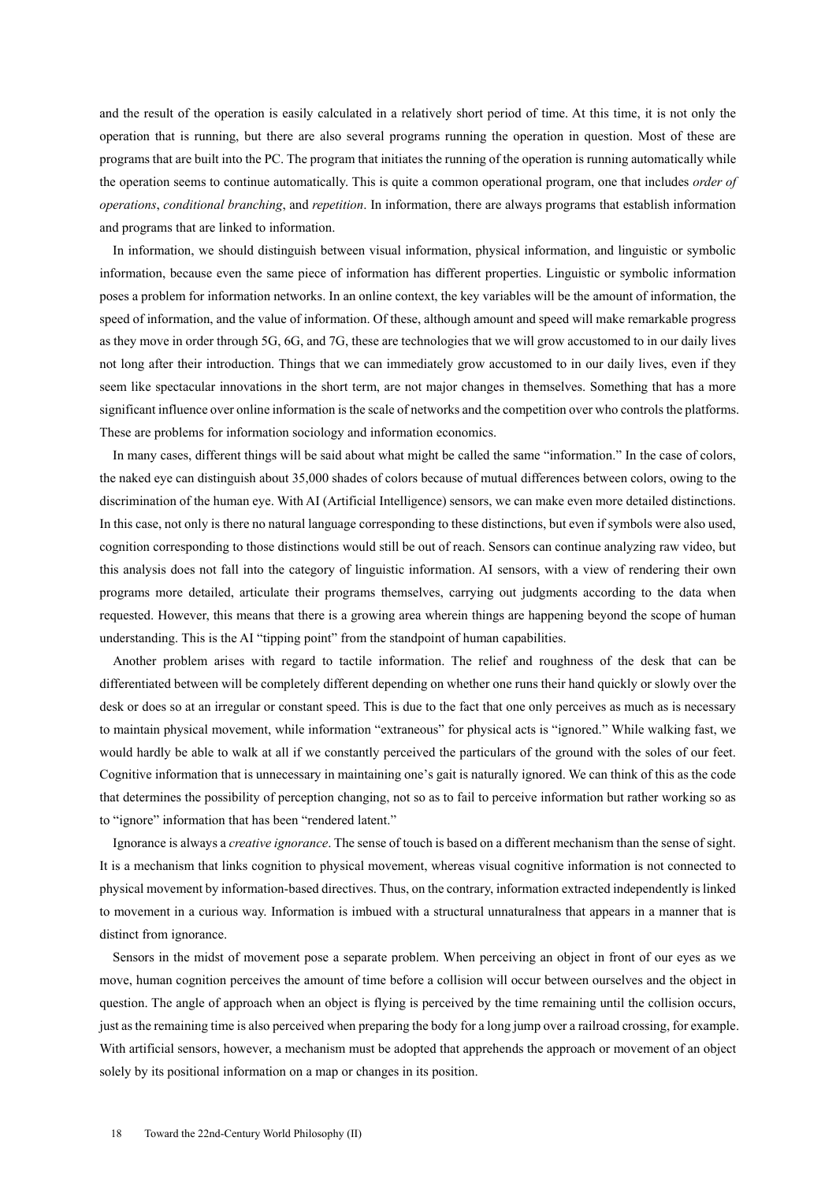and the result of the operation is easily calculated in a relatively short period of time. At this time, it is not only the operation that is running, but there are also several programs running the operation in question. Most of these are programs that are built into the PC. The program that initiates the running of the operation is running automatically while the operation seems to continue automatically. This is quite a common operational program, one that includes *order of operations*, *conditional branching*, and *repetition*. In information, there are always programs that establish information and programs that are linked to information.

In information, we should distinguish between visual information, physical information, and linguistic or symbolic information, because even the same piece of information has different properties. Linguistic or symbolic information poses a problem for information networks. In an online context, the key variables will be the amount of information, the speed of information, and the value of information. Of these, although amount and speed will make remarkable progress as they move in order through 5G, 6G, and 7G, these are technologies that we will grow accustomed to in our daily lives not long after their introduction. Things that we can immediately grow accustomed to in our daily lives, even if they seem like spectacular innovations in the short term, are not major changes in themselves. Something that has a more significant influence over online information is the scale of networks and the competition over who controls the platforms. These are problems for information sociology and information economics.

In many cases, different things will be said about what might be called the same "information." In the case of colors, the naked eye can distinguish about 35,000 shades of colors because of mutual differences between colors, owing to the discrimination of the human eye. With AI (Artificial Intelligence) sensors, we can make even more detailed distinctions. In this case, not only is there no natural language corresponding to these distinctions, but even if symbols were also used, cognition corresponding to those distinctions would still be out of reach. Sensors can continue analyzing raw video, but this analysis does not fall into the category of linguistic information. AI sensors, with a view of rendering their own programs more detailed, articulate their programs themselves, carrying out judgments according to the data when requested. However, this means that there is a growing area wherein things are happening beyond the scope of human understanding. This is the AI "tipping point" from the standpoint of human capabilities.

Another problem arises with regard to tactile information. The relief and roughness of the desk that can be differentiated between will be completely different depending on whether one runs their hand quickly or slowly over the desk or does so at an irregular or constant speed. This is due to the fact that one only perceives as much as is necessary to maintain physical movement, while information "extraneous" for physical acts is "ignored." While walking fast, we would hardly be able to walk at all if we constantly perceived the particulars of the ground with the soles of our feet. Cognitive information that is unnecessary in maintaining one's gait is naturally ignored. We can think of this as the code that determines the possibility of perception changing, not so as to fail to perceive information but rather working so as to "ignore" information that has been "rendered latent."

Ignorance is always a *creative ignorance*. The sense of touch is based on a different mechanism than the sense of sight. It is a mechanism that links cognition to physical movement, whereas visual cognitive information is not connected to physical movement by information-based directives. Thus, on the contrary, information extracted independently is linked to movement in a curious way. Information is imbued with a structural unnaturalness that appears in a manner that is distinct from ignorance.

Sensors in the midst of movement pose a separate problem. When perceiving an object in front of our eyes as we move, human cognition perceives the amount of time before a collision will occur between ourselves and the object in question. The angle of approach when an object is flying is perceived by the time remaining until the collision occurs, just as the remaining time is also perceived when preparing the body for a long jump over a railroad crossing, for example. With artificial sensors, however, a mechanism must be adopted that apprehends the approach or movement of an object solely by its positional information on a map or changes in its position.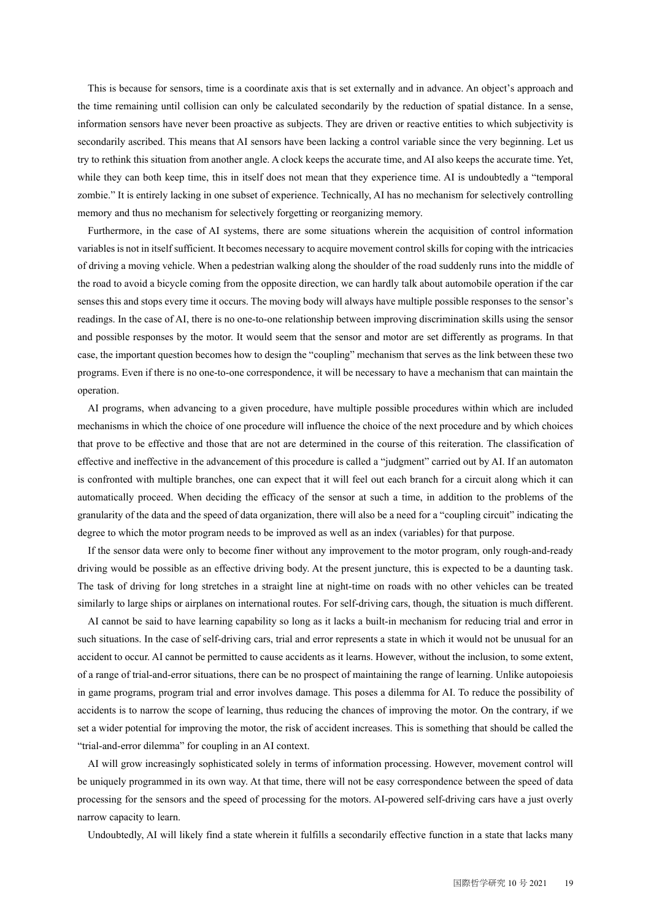This is because for sensors, time is a coordinate axis that is set externally and in advance. An object's approach and the time remaining until collision can only be calculated secondarily by the reduction of spatial distance. In a sense, information sensors have never been proactive as subjects. They are driven or reactive entities to which subjectivity is secondarily ascribed. This means that AI sensors have been lacking a control variable since the very beginning. Let us try to rethink this situation from another angle. A clock keeps the accurate time, and AI also keeps the accurate time. Yet, while they can both keep time, this in itself does not mean that they experience time. AI is undoubtedly a "temporal zombie." It is entirely lacking in one subset of experience. Technically, AI has no mechanism for selectively controlling memory and thus no mechanism for selectively forgetting or reorganizing memory.

Furthermore, in the case of AI systems, there are some situations wherein the acquisition of control information variables is not in itself sufficient. It becomes necessary to acquire movement control skills for coping with the intricacies of driving a moving vehicle. When a pedestrian walking along the shoulder of the road suddenly runs into the middle of the road to avoid a bicycle coming from the opposite direction, we can hardly talk about automobile operation if the car senses this and stops every time it occurs. The moving body will always have multiple possible responses to the sensor's readings. In the case of AI, there is no one-to-one relationship between improving discrimination skills using the sensor and possible responses by the motor. It would seem that the sensor and motor are set differently as programs. In that case, the important question becomes how to design the "coupling" mechanism that serves as the link between these two programs. Even if there is no one-to-one correspondence, it will be necessary to have a mechanism that can maintain the operation.

AI programs, when advancing to a given procedure, have multiple possible procedures within which are included mechanisms in which the choice of one procedure will influence the choice of the next procedure and by which choices that prove to be effective and those that are not are determined in the course of this reiteration. The classification of effective and ineffective in the advancement of this procedure is called a "judgment" carried out by AI. If an automaton is confronted with multiple branches, one can expect that it will feel out each branch for a circuit along which it can automatically proceed. When deciding the efficacy of the sensor at such a time, in addition to the problems of the granularity of the data and the speed of data organization, there will also be a need for a "coupling circuit" indicating the degree to which the motor program needs to be improved as well as an index (variables) for that purpose.

If the sensor data were only to become finer without any improvement to the motor program, only rough-and-ready driving would be possible as an effective driving body. At the present juncture, this is expected to be a daunting task. The task of driving for long stretches in a straight line at night-time on roads with no other vehicles can be treated similarly to large ships or airplanes on international routes. For self-driving cars, though, the situation is much different.

AI cannot be said to have learning capability so long as it lacks a built-in mechanism for reducing trial and error in such situations. In the case of self-driving cars, trial and error represents a state in which it would not be unusual for an accident to occur. AI cannot be permitted to cause accidents as it learns. However, without the inclusion, to some extent, of a range of trial-and-error situations, there can be no prospect of maintaining the range of learning. Unlike autopoiesis in game programs, program trial and error involves damage. This poses a dilemma for AI. To reduce the possibility of accidents is to narrow the scope of learning, thus reducing the chances of improving the motor. On the contrary, if we set a wider potential for improving the motor, the risk of accident increases. This is something that should be called the "trial-and-error dilemma" for coupling in an AI context.

AI will grow increasingly sophisticated solely in terms of information processing. However, movement control will be uniquely programmed in its own way. At that time, there will not be easy correspondence between the speed of data processing for the sensors and the speed of processing for the motors. AI-powered self-driving cars have a just overly narrow capacity to learn.

Undoubtedly, AI will likely find a state wherein it fulfills a secondarily effective function in a state that lacks many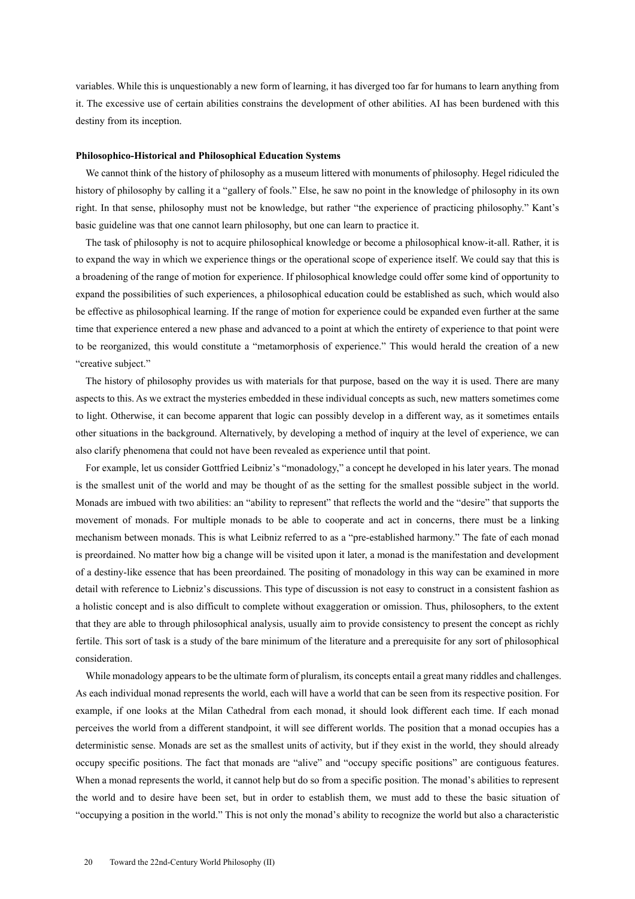variables. While this is unquestionably a new form of learning, it has diverged too far for humans to learn anything from it. The excessive use of certain abilities constrains the development of other abilities. AI has been burdened with this destiny from its inception.

**Philosophico-Historical and Philosophical Education Systems**

We cannot think of the history of philosophy as a museum littered with monuments of philosophy. Hegel ridiculed the history of philosophy by calling it a "gallery of fools." Else, he saw no point in the knowledge of philosophy in its own right. In that sense, philosophy must not be knowledge, but rather "the experience of practicing philosophy." Kant's basic guideline was that one cannot learn philosophy, but one can learn to practice it.

The task of philosophy is not to acquire philosophical knowledge or become a philosophical know-it-all. Rather, it is to expand the way in which we experience things or the operational scope of experience itself. We could say that this is a broadening of the range of motion for experience. If philosophical knowledge could offer some kind of opportunity to expand the possibilities of such experiences, a philosophical education could be established as such, which would also be effective as philosophical learning. If the range of motion for experience could be expanded even further at the same time that experience entered a new phase and advanced to a point at which the entirety of experience to that point were to be reorganized, this would constitute a "metamorphosis of experience." This would herald the creation of a new "creative subject."

The history of philosophy provides us with materials for that purpose, based on the way it is used. There are many aspects to this. As we extract the mysteries embedded in these individual concepts as such, new matters sometimes come to light. Otherwise, it can become apparent that logic can possibly develop in a different way, as it sometimes entails other situations in the background. Alternatively, by developing a method of inquiry at the level of experience, we can also clarify phenomena that could not have been revealed as experience until that point.

For example, let us consider Gottfried Leibniz's "monadology," a concept he developed in his later years. The monad is the smallest unit of the world and may be thought of as the setting for the smallest possible subject in the world. Monads are imbued with two abilities: an "ability to represent" that reflects the world and the "desire" that supports the movement of monads. For multiple monads to be able to cooperate and act in concerns, there must be a linking mechanism between monads. This is what Leibniz referred to as a "pre-established harmony." The fate of each monad is preordained. No matter how big a change will be visited upon it later, a monad is the manifestation and development of a destiny-like essence that has been preordained. The positing of monadology in this way can be examined in more detail with reference to Liebniz's discussions. This type of discussion is not easy to construct in a consistent fashion as a holistic concept and is also difficult to complete without exaggeration or omission. Thus, philosophers, to the extent that they are able to through philosophical analysis, usually aim to provide consistency to present the concept as richly fertile. This sort of task is a study of the bare minimum of the literature and a prerequisite for any sort of philosophical consideration.

While monadology appears to be the ultimate form of pluralism, its concepts entail a great many riddles and challenges. As each individual monad represents the world, each will have a world that can be seen from its respective position. For example, if one looks at the Milan Cathedral from each monad, it should look different each time. If each monad perceives the world from a different standpoint, it will see different worlds. The position that a monad occupies has a deterministic sense. Monads are set as the smallest units of activity, but if they exist in the world, they should already occupy specific positions. The fact that monads are "alive" and "occupy specific positions" are contiguous features. When a monad represents the world, it cannot help but do so from a specific position. The monad's abilities to represent the world and to desire have been set, but in order to establish them, we must add to these the basic situation of "occupying a position in the world." This is not only the monad's ability to recognize the world but also a characteristic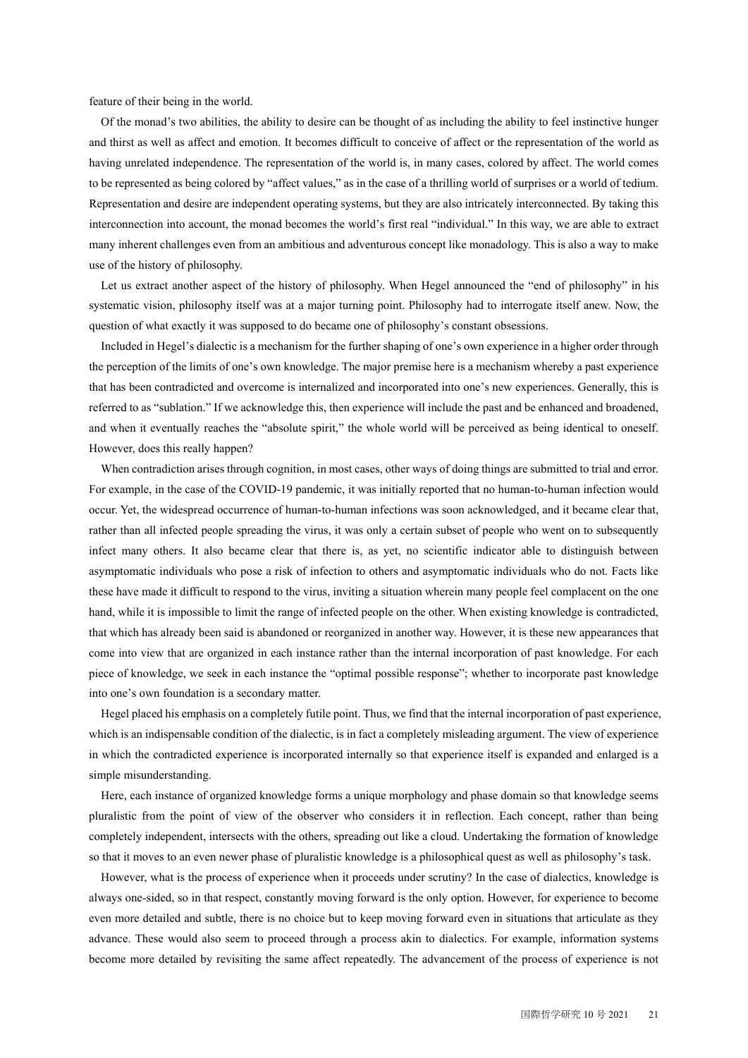feature of their being in the world.

Of the monad's two abilities, the ability to desire can be thought of as including the ability to feel instinctive hunger and thirst as well as affect and emotion. It becomes difficult to conceive of affect or the representation of the world as having unrelated independence. The representation of the world is, in many cases, colored by affect. The world comes to be represented as being colored by "affect values," as in the case of a thrilling world of surprises or a world of tedium. Representation and desire are independent operating systems, but they are also intricately interconnected. By taking this interconnection into account, the monad becomes the world's first real "individual." In this way, we are able to extract many inherent challenges even from an ambitious and adventurous concept like monadology. This is also a way to make use of the history of philosophy.

Let us extract another aspect of the history of philosophy. When Hegel announced the "end of philosophy" in his systematic vision, philosophy itself was at a major turning point. Philosophy had to interrogate itself anew. Now, the question of what exactly it was supposed to do became one of philosophy's constant obsessions.

Included in Hegel's dialectic is a mechanism for the further shaping of one's own experience in a higher order through the perception of the limits of one's own knowledge. The major premise here is a mechanism whereby a past experience that has been contradicted and overcome is internalized and incorporated into one's new experiences. Generally, this is referred to as "sublation." If we acknowledge this, then experience will include the past and be enhanced and broadened, and when it eventually reaches the "absolute spirit," the whole world will be perceived as being identical to oneself. However, does this really happen?

When contradiction arises through cognition, in most cases, other ways of doing things are submitted to trial and error. For example, in the case of the COVID-19 pandemic, it was initially reported that no human-to-human infection would occur. Yet, the widespread occurrence of human-to-human infections was soon acknowledged, and it became clear that, rather than all infected people spreading the virus, it was only a certain subset of people who went on to subsequently infect many others. It also became clear that there is, as yet, no scientific indicator able to distinguish between asymptomatic individuals who pose a risk of infection to others and asymptomatic individuals who do not. Facts like these have made it difficult to respond to the virus, inviting a situation wherein many people feel complacent on the one hand, while it is impossible to limit the range of infected people on the other. When existing knowledge is contradicted, that which has already been said is abandoned or reorganized in another way. However, it is these new appearances that come into view that are organized in each instance rather than the internal incorporation of past knowledge. For each piece of knowledge, we seek in each instance the "optimal possible response"; whether to incorporate past knowledge into one's own foundation is a secondary matter.

Hegel placed his emphasis on a completely futile point. Thus, we find that the internal incorporation of past experience, which is an indispensable condition of the dialectic, is in fact a completely misleading argument. The view of experience in which the contradicted experience is incorporated internally so that experience itself is expanded and enlarged is a simple misunderstanding.

Here, each instance of organized knowledge forms a unique morphology and phase domain so that knowledge seems pluralistic from the point of view of the observer who considers it in reflection. Each concept, rather than being completely independent, intersects with the others, spreading out like a cloud. Undertaking the formation of knowledge so that it moves to an even newer phase of pluralistic knowledge is a philosophical quest as well as philosophy's task.

However, what is the process of experience when it proceeds under scrutiny? In the case of dialectics, knowledge is always one-sided, so in that respect, constantly moving forward is the only option. However, for experience to become even more detailed and subtle, there is no choice but to keep moving forward even in situations that articulate as they advance. These would also seem to proceed through a process akin to dialectics. For example, information systems become more detailed by revisiting the same affect repeatedly. The advancement of the process of experience is not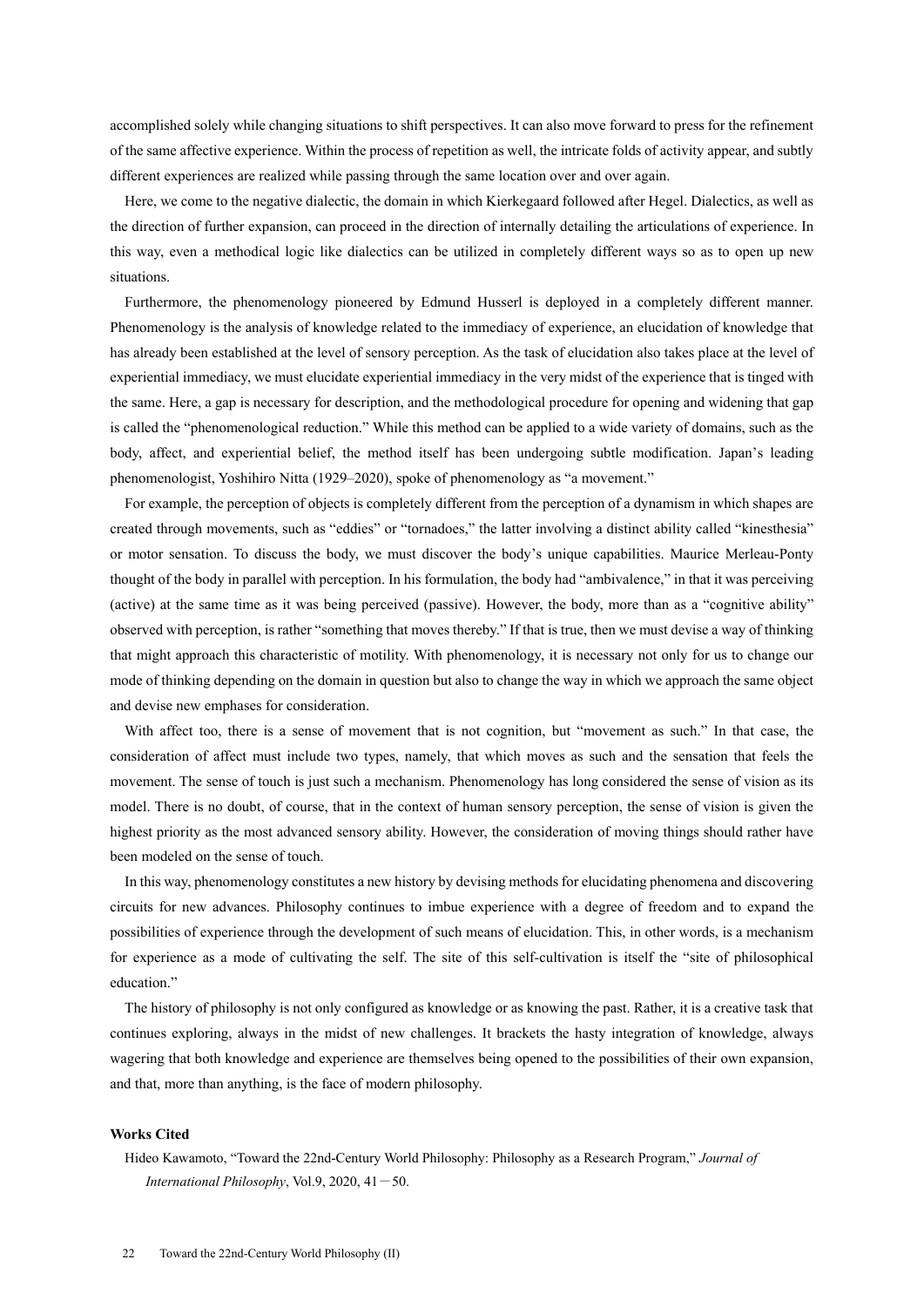accomplished solely while changing situations to shift perspectives. It can also move forward to press for the refinement of the same affective experience. Within the process of repetition as well, the intricate folds of activity appear, and subtly different experiences are realized while passing through the same location over and over again.

Here, we come to the negative dialectic, the domain in which Kierkegaard followed after Hegel. Dialectics, as well as the direction of further expansion, can proceed in the direction of internally detailing the articulations of experience. In this way, even a methodical logic like dialectics can be utilized in completely different ways so as to open up new situations.

Furthermore, the phenomenology pioneered by Edmund Husserl is deployed in a completely different manner. Phenomenology is the analysis of knowledge related to the immediacy of experience, an elucidation of knowledge that has already been established at the level of sensory perception. As the task of elucidation also takes place at the level of experiential immediacy, we must elucidate experiential immediacy in the very midst of the experience that is tinged with the same. Here, a gap is necessary for description, and the methodological procedure for opening and widening that gap is called the "phenomenological reduction." While this method can be applied to a wide variety of domains, such as the body, affect, and experiential belief, the method itself has been undergoing subtle modification. Japan's leading phenomenologist, Yoshihiro Nitta (1929–2020), spoke of phenomenology as "a movement."

For example, the perception of objects is completely different from the perception of a dynamism in which shapes are created through movements, such as "eddies" or "tornadoes," the latter involving a distinct ability called "kinesthesia" or motor sensation. To discuss the body, we must discover the body's unique capabilities. Maurice Merleau-Ponty thought of the body in parallel with perception. In his formulation, the body had "ambivalence," in that it was perceiving (active) at the same time as it was being perceived (passive). However, the body, more than as a "cognitive ability" observed with perception, is rather "something that moves thereby." If that is true, then we must devise a way of thinking that might approach this characteristic of motility. With phenomenology, it is necessary not only for us to change our mode of thinking depending on the domain in question but also to change the way in which we approach the same object and devise new emphases for consideration.

With affect too, there is a sense of movement that is not cognition, but "movement as such." In that case, the consideration of affect must include two types, namely, that which moves as such and the sensation that feels the movement. The sense of touch is just such a mechanism. Phenomenology has long considered the sense of vision as its model. There is no doubt, of course, that in the context of human sensory perception, the sense of vision is given the highest priority as the most advanced sensory ability. However, the consideration of moving things should rather have been modeled on the sense of touch.

In this way, phenomenology constitutes a new history by devising methods for elucidating phenomena and discovering circuits for new advances. Philosophy continues to imbue experience with a degree of freedom and to expand the possibilities of experience through the development of such means of elucidation. This, in other words, is a mechanism for experience as a mode of cultivating the self. The site of this self-cultivation is itself the "site of philosophical education."

The history of philosophy is not only configured as knowledge or as knowing the past. Rather, it is a creative task that continues exploring, always in the midst of new challenges. It brackets the hasty integration of knowledge, always wagering that both knowledge and experience are themselves being opened to the possibilities of their own expansion, and that, more than anything, is the face of modern philosophy.

**Works Cited**

Hideo Kawamoto, "Toward the 22nd-Century World Philosophy: Philosophy as a Research Program," *Journal of International Philosophy*, Vol.9, 2020, 41－50.